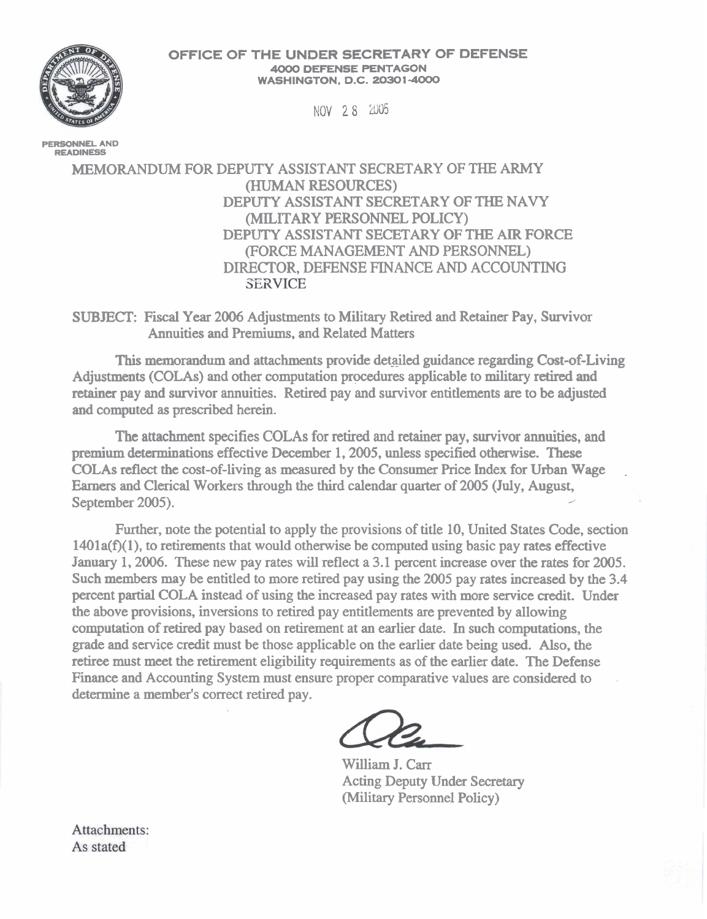**OFFICE OF THE UNDER SECRETARY OF DEFENSE**
**4000 DEFENSE PENTAGON**
**WASHINGTON, D.C. 20301-4000**

NOV 28 2005

PERSONNEL AND READINESS

MEMORANDUM FOR DEPUTY ASSISTANT SECRETARY OF THE ARMY (HUMAN RESOURCES)
DEPUTY ASSISTANT SECRETARY OF THE NAVY (MILITARY PERSONNEL POLICY)
DEPUTY ASSISTANT SECETARY OF THE AIR FORCE (FORCE MANAGEMENT AND PERSONNEL)
DIRECTOR, DEFENSE FINANCE AND ACCOUNTING SERVICE

SUBJECT: Fiscal Year 2006 Adjustments to Military Retired and Retainer Pay, Survivor Annuities and Premiums, and Related Matters

This memorandum and attachments provide detailed guidance regarding Cost-of-Living Adjustments (COLAs) and other computation procedures applicable to military retired and retainer pay and survivor annuities. Retired pay and survivor entitlements are to be adjusted and computed as prescribed herein.

The attachment specifies COLAs for retired and retainer pay, survivor annuities, and premium determinations effective December 1, 2005, unless specified otherwise. These COLAs reflect the cost-of-living as measured by the Consumer Price Index for Urban Wage Earners and Clerical Workers through the third calendar quarter of 2005 (July, August, September 2005).

Further, note the potential to apply the provisions of title 10, United States Code, section 1401a(f)(1), to retirements that would otherwise be computed using basic pay rates effective January 1, 2006. These new pay rates will reflect a 3.1 percent increase over the rates for 2005. Such members may be entitled to more retired pay using the 2005 pay rates increased by the 3.4 percent partial COLA instead of using the increased pay rates with more service credit. Under the above provisions, inversions to retired pay entitlements are prevented by allowing computation of retired pay based on retirement at an earlier date. In such computations, the grade and service credit must be those applicable on the earlier date being used. Also, the retiree must meet the retirement eligibility requirements as of the earlier date. The Defense Finance and Accounting System must ensure proper comparative values are considered to determine a member's correct retired pay.

William J. Carr
Acting Deputy Under Secretary
(Military Personnel Policy)

Attachments:
As stated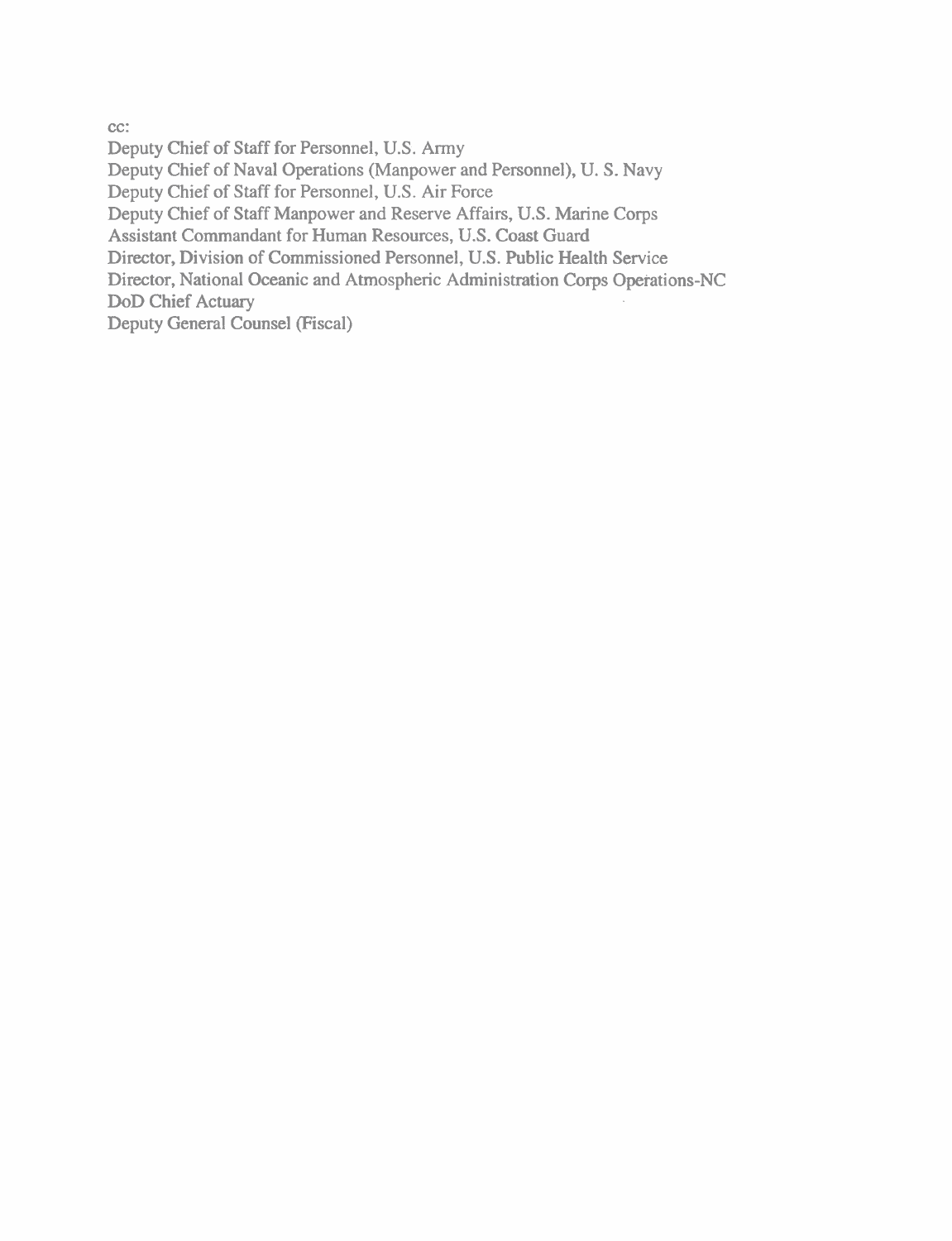cc:

Deputy Chief of Staff for Personnel, U.S. Army
Deputy Chief of Naval Operations (Manpower and Personnel), U. S. Navy
Deputy Chief of Staff for Personnel, U.S. Air Force
Deputy Chief of Staff Manpower and Reserve Affairs, U.S. Marine Corps
Assistant Commandant for Human Resources, U.S. Coast Guard
Director, Division of Commissioned Personnel, U.S. Public Health Service
Director, National Oceanic and Atmospheric Administration Corps Operations-NC
DoD Chief Actuary
Deputy General Counsel (Fiscal)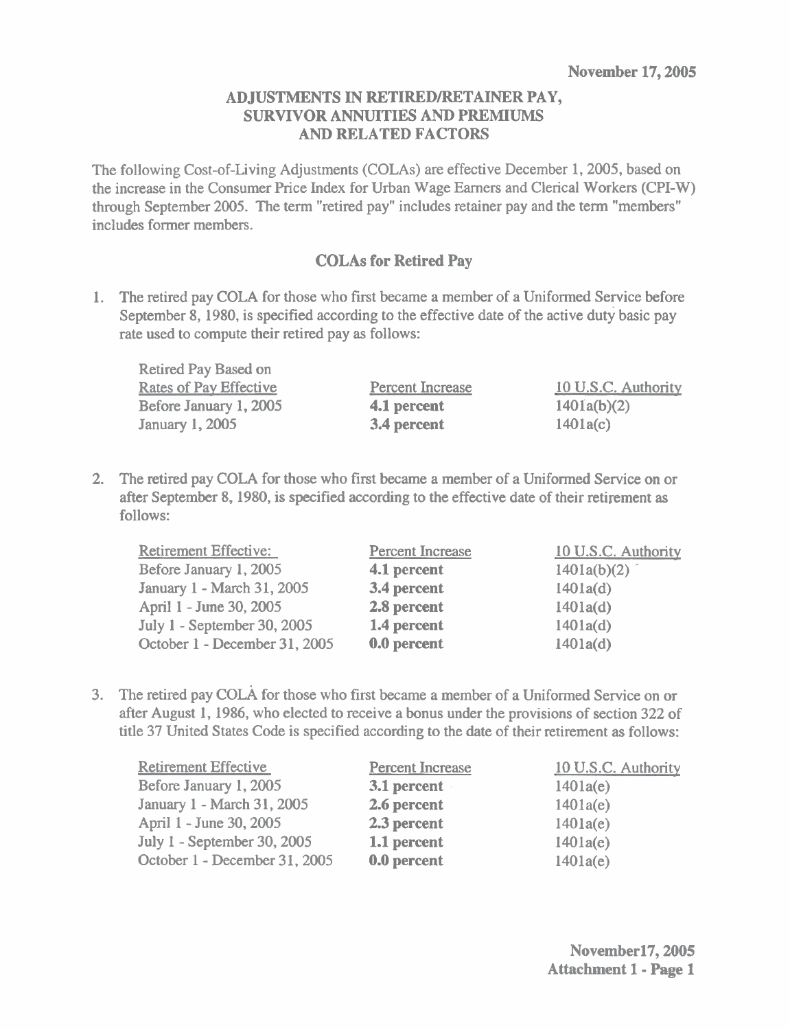November 17, 2005

## ADJUSTMENTS IN RETIRED/RETAINER PAY, SURVIVOR ANNUITIES AND PREMIUMS AND RELATED FACTORS

The following Cost-of-Living Adjustments (COLAs) are effective December 1, 2005, based on the increase in the Consumer Price Index for Urban Wage Earners and Clerical Workers (CPI-W) through September 2005. The term "retired pay" includes retainer pay and the term "members" includes former members.

### COLAs for Retired Pay

1. The retired pay COLA for those who first became a member of a Uniformed Service before September 8, 1980, is specified according to the effective date of the active duty basic pay rate used to compute their retired pay as follows:

| Retired Pay Based on Rates of Pay Effective | Percent Increase | 10 U.S.C. Authority |
|---|---|---|
| Before January 1, 2005 | **4.1 percent** | 1401a(b)(2) |
| January 1, 2005 | **3.4 percent** | 1401a(c) |

2. The retired pay COLA for those who first became a member of a Uniformed Service on or after September 8, 1980, is specified according to the effective date of their retirement as follows:

| Retirement Effective: | Percent Increase | 10 U.S.C. Authority |
|---|---|---|
| Before January 1, 2005 | **4.1 percent** | 1401a(b)(2) |
| January 1 - March 31, 2005 | **3.4 percent** | 1401a(d) |
| April 1 - June 30, 2005 | **2.8 percent** | 1401a(d) |
| July 1 - September 30, 2005 | **1.4 percent** | 1401a(d) |
| October 1 - December 31, 2005 | **0.0 percent** | 1401a(d) |

3. The retired pay COLA for those who first became a member of a Uniformed Service on or after August 1, 1986, who elected to receive a bonus under the provisions of section 322 of title 37 United States Code is specified according to the date of their retirement as follows:

| Retirement Effective | Percent Increase | 10 U.S.C. Authority |
|---|---|---|
| Before January 1, 2005 | **3.1 percent** | 1401a(e) |
| January 1 - March 31, 2005 | **2.6 percent** | 1401a(e) |
| April 1 - June 30, 2005 | **2.3 percent** | 1401a(e) |
| July 1 - September 30, 2005 | **1.1 percent** | 1401a(e) |
| October 1 - December 31, 2005 | **0.0 percent** | 1401a(e) |

November17, 2005
Attachment 1 - Page 1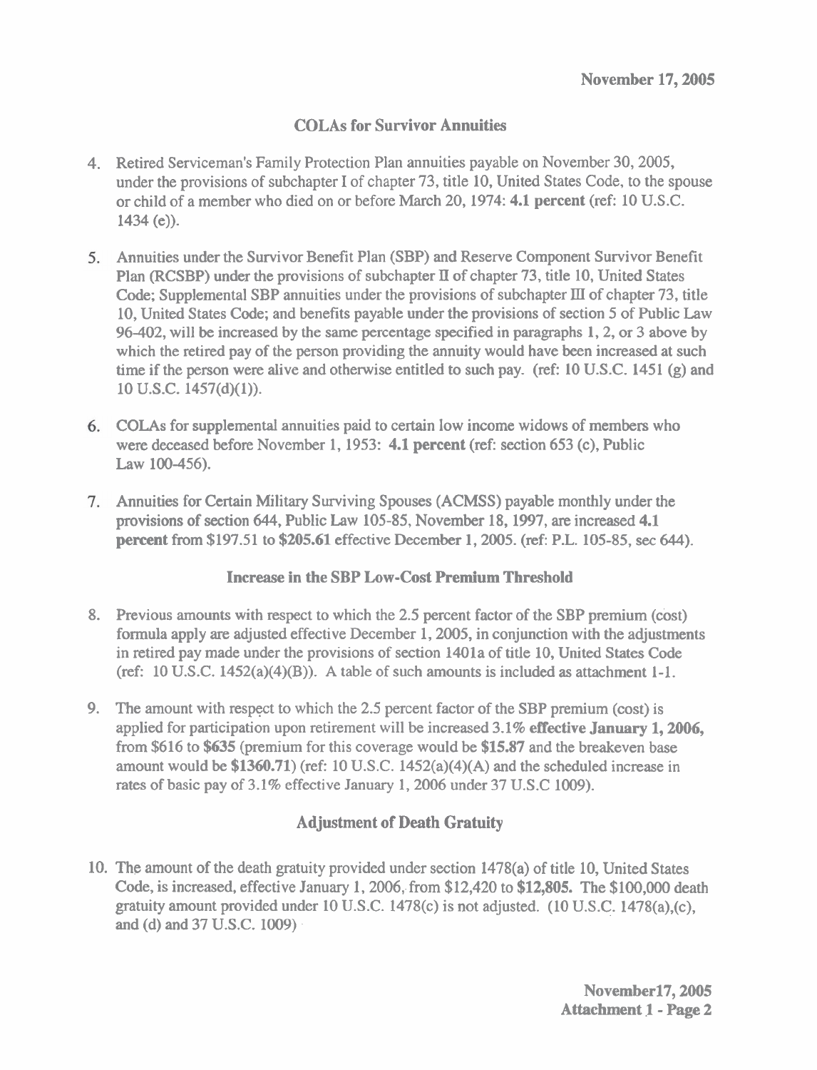## COLAs for Survivor Annuities

4. Retired Serviceman's Family Protection Plan annuities payable on November 30, 2005, under the provisions of subchapter I of chapter 73, title 10, United States Code, to the spouse or child of a member who died on or before March 20, 1974: **4.1 percent** (ref: 10 U.S.C. 1434 (e)).

5. Annuities under the Survivor Benefit Plan (SBP) and Reserve Component Survivor Benefit Plan (RCSBP) under the provisions of subchapter II of chapter 73, title 10, United States Code; Supplemental SBP annuities under the provisions of subchapter III of chapter 73, title 10, United States Code; and benefits payable under the provisions of section 5 of Public Law 96-402, will be increased by the same percentage specified in paragraphs 1, 2, or 3 above by which the retired pay of the person providing the annuity would have been increased at such time if the person were alive and otherwise entitled to such pay. (ref: 10 U.S.C. 1451 (g) and 10 U.S.C. 1457(d)(1)).

6. COLAs for supplemental annuities paid to certain low income widows of members who were deceased before November 1, 1953: **4.1 percent** (ref: section 653 (c), Public Law 100-456).

7. Annuities for Certain Military Surviving Spouses (ACMSS) payable monthly under the provisions of section 644, Public Law 105-85, November 18, 1997, are increased **4.1 percent** from $197.51 to **$205.61** effective December 1, 2005. (ref: P.L. 105-85, sec 644).

## Increase in the SBP Low-Cost Premium Threshold

8. Previous amounts with respect to which the 2.5 percent factor of the SBP premium (cost) formula apply are adjusted effective December 1, 2005, in conjunction with the adjustments in retired pay made under the provisions of section 1401a of title 10, United States Code (ref: 10 U.S.C. 1452(a)(4)(B)). A table of such amounts is included as attachment 1-1.

9. The amount with respect to which the 2.5 percent factor of the SBP premium (cost) is applied for participation upon retirement will be increased 3.1% **effective January 1, 2006,** from $616 to **$635** (premium for this coverage would be **$15.87** and the breakeven base amount would be **$1360.71**) (ref: 10 U.S.C. 1452(a)(4)(A) and the scheduled increase in rates of basic pay of 3.1% effective January 1, 2006 under 37 U.S.C 1009).

## Adjustment of Death Gratuity

10. The amount of the death gratuity provided under section 1478(a) of title 10, United States Code, is increased, effective January 1, 2006, from $12,420 to **$12,805.** The $100,000 death gratuity amount provided under 10 U.S.C. 1478(c) is not adjusted. (10 U.S.C. 1478(a),(c), and (d) and 37 U.S.C. 1009)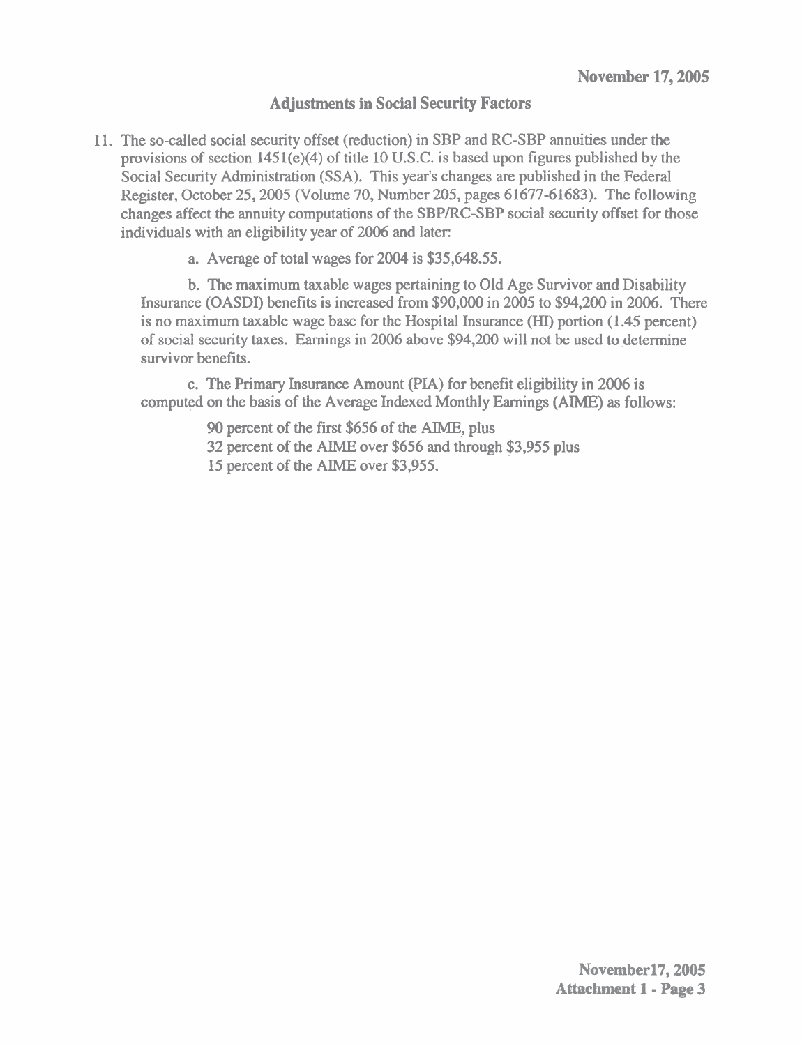## Adjustments in Social Security Factors

11. The so-called social security offset (reduction) in SBP and RC-SBP annuities under the provisions of section 1451(e)(4) of title 10 U.S.C. is based upon figures published by the Social Security Administration (SSA). This year's changes are published in the Federal Register, October 25, 2005 (Volume 70, Number 205, pages 61677-61683). The following changes affect the annuity computations of the SBP/RC-SBP social security offset for those individuals with an eligibility year of 2006 and later:

    a. Average of total wages for 2004 is $35,648.55.

    b. The maximum taxable wages pertaining to Old Age Survivor and Disability Insurance (OASDI) benefits is increased from $90,000 in 2005 to $94,200 in 2006. There is no maximum taxable wage base for the Hospital Insurance (HI) portion (1.45 percent) of social security taxes. Earnings in 2006 above $94,200 will not be used to determine survivor benefits.

    c. The Primary Insurance Amount (PIA) for benefit eligibility in 2006 is computed on the basis of the Average Indexed Monthly Earnings (AIME) as follows:

        90 percent of the first $656 of the AIME, plus
        32 percent of the AIME over $656 and through $3,955 plus
        15 percent of the AIME over $3,955.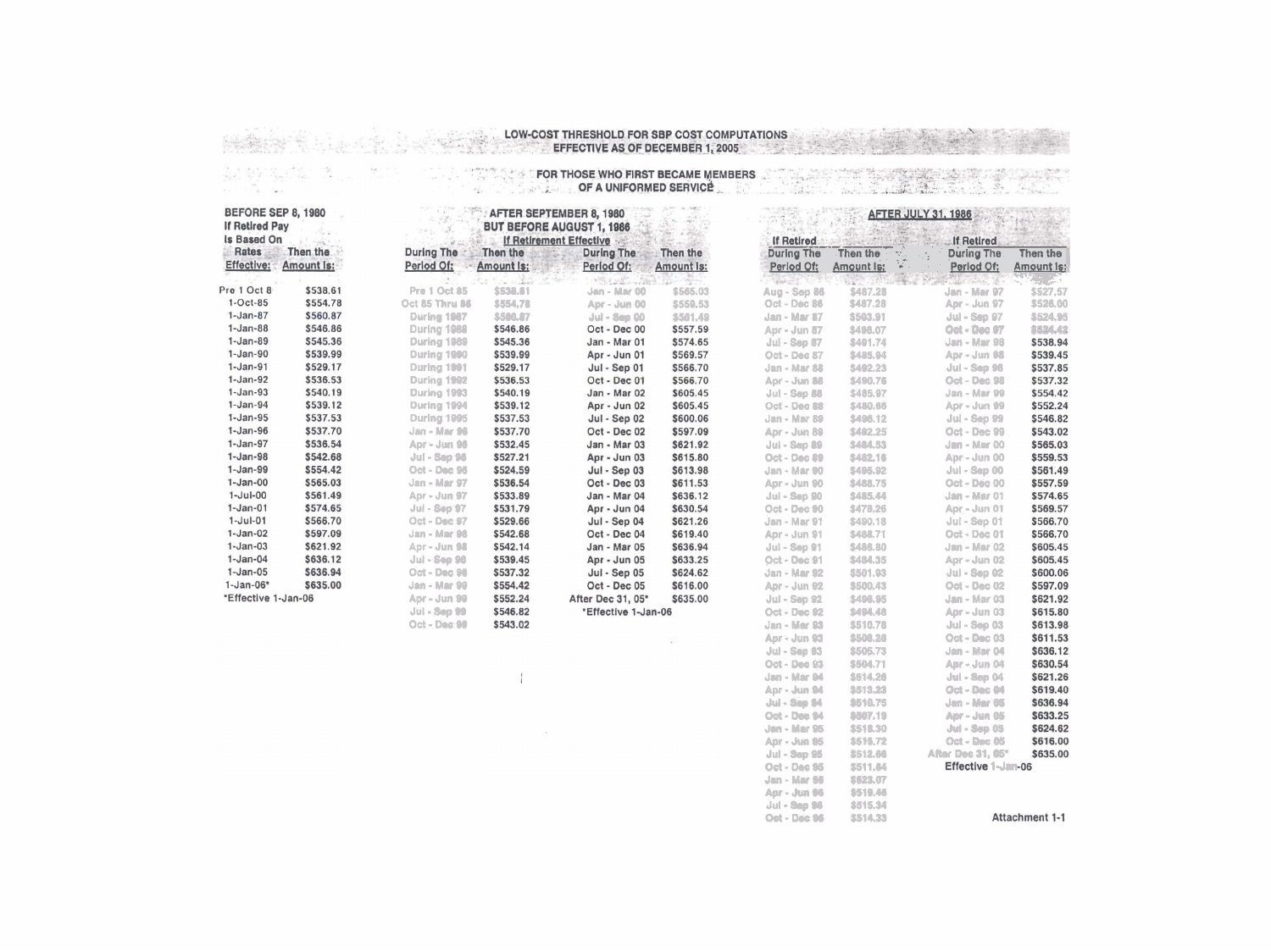# LOW-COST THRESHOLD FOR SBP COST COMPUTATIONS EFFECTIVE AS OF DECEMBER 1, 2005

## FOR THOSE WHO FIRST BECAME MEMBERS OF A UNIFORMED SERVICE

### BEFORE SEP 8, 1980

If Retired Pay Is Based On

| Rates Effective: | Then the Amount Is: |
|---|---|
| Pre 1 Oct 8 | $538.61 |
| 1-Oct-85 | $554.78 |
| 1-Jan-87 | $560.87 |
| 1-Jan-88 | $546.86 |
| 1-Jan-89 | $545.36 |
| 1-Jan-90 | $539.99 |
| 1-Jan-91 | $529.17 |
| 1-Jan-92 | $536.53 |
| 1-Jan-93 | $540.19 |
| 1-Jan-94 | $539.12 |
| 1-Jan-95 | $537.53 |
| 1-Jan-96 | $537.70 |
| 1-Jan-97 | $536.54 |
| 1-Jan-98 | $542.68 |
| 1-Jan-99 | $554.42 |
| 1-Jan-00 | $565.03 |
| 1-Jul-00 | $561.49 |
| 1-Jan-01 | $574.65 |
| 1-Jul-01 | $566.70 |
| 1-Jan-02 | $597.09 |
| 1-Jan-03 | $621.92 |
| 1-Jan-04 | $636.12 |
| 1-Jan-05 | $636.94 |
| 1-Jan-06* | $635.00 |

*Effective 1-Jan-06

### AFTER SEPTEMBER 8, 1980 BUT BEFORE AUGUST 1, 1986

If Retirement Effective

| During The Period Of: | Then the Amount Is: | During The Period Of: | Then the Amount Is: |
|---|---|---|---|
| Pre 1 Oct 85 | $538.61 | Jan - Mar 00 | $565.03 |
| Oct 85 Thru 86 | $554.78 | Apr - Jun 00 | $559.53 |
| During 1987 | $560.87 | Jul - Sep 00 | $561.49 |
| During 1988 | $546.86 | Oct - Dec 00 | $557.59 |
| During 1989 | $545.36 | Jan - Mar 01 | $574.65 |
| During 1990 | $539.99 | Apr - Jun 01 | $569.57 |
| During 1991 | $529.17 | Jul - Sep 01 | $566.70 |
| During 1992 | $536.53 | Oct - Dec 01 | $566.70 |
| During 1993 | $540.19 | Jan - Mar 02 | $605.45 |
| During 1994 | $539.12 | Apr - Jun 02 | $605.45 |
| During 1995 | $537.53 | Jul - Sep 02 | $600.06 |
| Jan - Mar 96 | $537.70 | Oct - Dec 02 | $597.09 |
| Apr - Jun 96 | $532.45 | Jan - Mar 03 | $621.92 |
| Jul - Sep 96 | $527.21 | Apr - Jun 03 | $615.80 |
| Oct - Dec 96 | $524.59 | Jul - Sep 03 | $613.98 |
| Jan - Mar 97 | $536.54 | Oct - Dec 03 | $611.53 |
| Apr - Jun 97 | $533.89 | Jan - Mar 04 | $636.12 |
| Jul - Sep 97 | $531.79 | Apr - Jun 04 | $630.54 |
| Oct - Dec 97 | $529.66 | Jul - Sep 04 | $621.26 |
| Jan - Mar 98 | $542.68 | Oct - Dec 04 | $619.40 |
| Apr - Jun 98 | $542.14 | Jan - Mar 05 | $636.94 |
| Jul - Sep 98 | $539.45 | Apr - Jun 05 | $633.25 |
| Oct - Dec 98 | $537.32 | Jul - Sep 05 | $624.62 |
| Jan - Mar 99 | $554.42 | Oct - Dec 05 | $616.00 |
| Apr - Jun 99 | $552.24 | After Dec 31, 05* | $635.00 |
| Jul - Sep 99 | $546.82 | *Effective 1-Jan-06 | |
| Oct - Dec 99 | $543.02 | | |

### AFTER JULY 31, 1986

| If Retired During The Period Of: | Then the Amount Is: | If Retired During The Period Of: | Then the Amount Is: |
|---|---|---|---|
| Aug - Sep 86 | $487.28 | Jan - Mar 97 | $527.57 |
| Oct - Dec 86 | $487.28 | Apr - Jun 97 | $526.00 |
| Jan - Mar 87 | $503.91 | Jul - Sep 97 | $524.95 |
| Apr - Jun 87 | $498.07 | Oct - Dec 97 | $524.42 |
| Jul - Sep 87 | $491.74 | Jan - Mar 98 | $538.94 |
| Oct - Dec 87 | $485.94 | Apr - Jun 98 | $539.45 |
| Jan - Mar 88 | $492.23 | Jul - Sep 98 | $537.85 |
| Apr - Jun 88 | $490.76 | Oct - Dec 98 | $537.32 |
| Jul - Sep 88 | $485.97 | Jan - Mar 99 | $554.42 |
| Oct - Dec 88 | $480.66 | Apr - Jun 99 | $552.24 |
| Jan - Mar 89 | $496.12 | Jul - Sep 99 | $546.82 |
| Apr - Jun 89 | $492.25 | Oct - Dec 99 | $543.02 |
| Jul - Sep 89 | $484.53 | Jan - Mar 00 | $565.03 |
| Oct - Dec 89 | $482.16 | Apr - Jun 00 | $559.53 |
| Jan - Mar 90 | $495.92 | Jul - Sep 00 | $561.49 |
| Apr - Jun 90 | $488.75 | Oct - Dec 00 | $557.59 |
| Jul - Sep 90 | $485.44 | Jan - Mar 01 | $574.65 |
| Oct - Dec 90 | $479.26 | Apr - Jun 01 | $569.57 |
| Jan - Mar 91 | $490.18 | Jul - Sep 01 | $566.70 |
| Apr - Jun 91 | $488.71 | Oct - Dec 01 | $566.70 |
| Jul - Sep 91 | $486.80 | Jan - Mar 02 | $605.45 |
| Oct - Dec 91 | $484.35 | Apr - Jun 02 | $605.45 |
| Jan - Mar 92 | $501.93 | Jul - Sep 02 | $600.06 |
| Apr - Jun 92 | $500.43 | Oct - Dec 02 | $597.09 |
| Jul - Sep 92 | $496.95 | Jan - Mar 03 | $621.92 |
| Oct - Dec 92 | $494.48 | Apr - Jun 03 | $615.80 |
| Jan - Mar 93 | $510.78 | Jul - Sep 03 | $613.98 |
| Apr - Jun 93 | $508.38 | Oct - Dec 03 | $611.53 |
| Jul - Sep 93 | $505.73 | Jan - Mar 04 | $636.12 |
| Oct - Dec 93 | $504.71 | Apr - Jun 04 | $630.54 |
| Jan - Mar 94 | $514.26 | Jul - Sep 04 | $621.26 |
| Apr - Jun 94 | $513.23 | Oct - Dec 04 | $619.40 |
| Jul - Sep 94 | $510.75 | Jan - Mar 05 | $636.94 |
| Oct - Dec 94 | $507.19 | Apr - Jun 05 | $633.25 |
| Jan - Mar 95 | $518.30 | Jul - Sep 05 | $624.62 |
| Apr - Jun 95 | $515.72 | Oct - Dec 05 | $616.00 |
| Jul - Sep 95 | $512.66 | After Dec 31, 05* | $635.00 |
| Oct - Dec 95 | $511.64 | Effective 1-Jan-06 | |
| Jan - Mar 96 | $523.07 | | |
| Apr - Jun 96 | $519.46 | | |
| Jul - Sep 96 | $515.34 | | |
| Oct - Dec 96 | $514.33 | | |

Attachment 1-1